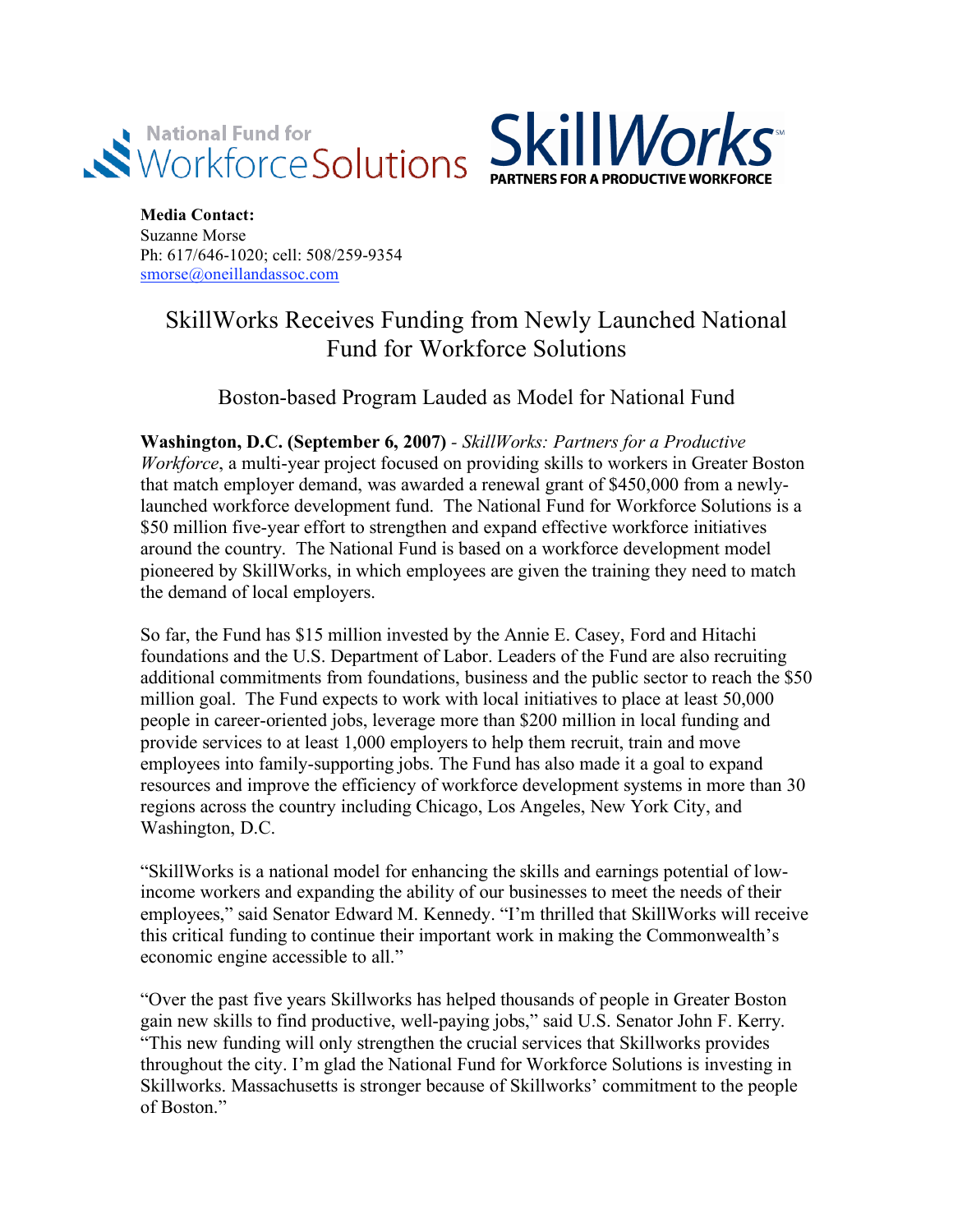National Fund for WorkforceSolutions

**SkillWorks**[SM]
**PARTNERS FOR A PRODUCTIVE WORKFORCE**

**Media Contact:**
Suzanne Morse
Ph: 617/646-1020; cell: 508/259-9354
smorse@oneillandassoc.com

# SkillWorks Receives Funding from Newly Launched National Fund for Workforce Solutions

## Boston-based Program Lauded as Model for National Fund

**Washington, D.C. (September 6, 2007)** - *SkillWorks: Partners for a Productive Workforce*, a multi-year project focused on providing skills to workers in Greater Boston that match employer demand, was awarded a renewal grant of $450,000 from a newly-launched workforce development fund. The National Fund for Workforce Solutions is a $50 million five-year effort to strengthen and expand effective workforce initiatives around the country. The National Fund is based on a workforce development model pioneered by SkillWorks, in which employees are given the training they need to match the demand of local employers.

So far, the Fund has $15 million invested by the Annie E. Casey, Ford and Hitachi foundations and the U.S. Department of Labor. Leaders of the Fund are also recruiting additional commitments from foundations, business and the public sector to reach the $50 million goal. The Fund expects to work with local initiatives to place at least 50,000 people in career-oriented jobs, leverage more than $200 million in local funding and provide services to at least 1,000 employers to help them recruit, train and move employees into family-supporting jobs. The Fund has also made it a goal to expand resources and improve the efficiency of workforce development systems in more than 30 regions across the country including Chicago, Los Angeles, New York City, and Washington, D.C.

"SkillWorks is a national model for enhancing the skills and earnings potential of low-income workers and expanding the ability of our businesses to meet the needs of their employees," said Senator Edward M. Kennedy. "I'm thrilled that SkillWorks will receive this critical funding to continue their important work in making the Commonwealth's economic engine accessible to all."

"Over the past five years Skillworks has helped thousands of people in Greater Boston gain new skills to find productive, well-paying jobs," said U.S. Senator John F. Kerry. "This new funding will only strengthen the crucial services that Skillworks provides throughout the city. I'm glad the National Fund for Workforce Solutions is investing in Skillworks. Massachusetts is stronger because of Skillworks' commitment to the people of Boston."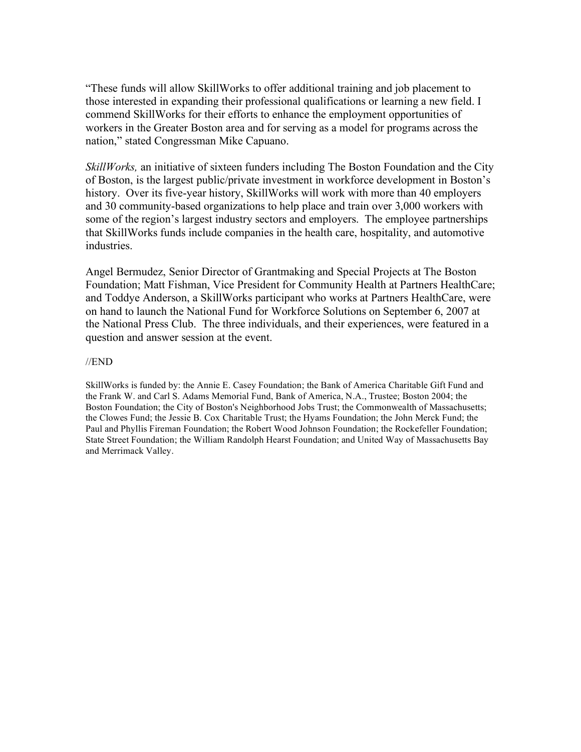"These funds will allow SkillWorks to offer additional training and job placement to those interested in expanding their professional qualifications or learning a new field. I commend SkillWorks for their efforts to enhance the employment opportunities of workers in the Greater Boston area and for serving as a model for programs across the nation," stated Congressman Mike Capuano.

*SkillWorks,* an initiative of sixteen funders including The Boston Foundation and the City of Boston, is the largest public/private investment in workforce development in Boston's history. Over its five-year history, SkillWorks will work with more than 40 employers and 30 community-based organizations to help place and train over 3,000 workers with some of the region's largest industry sectors and employers. The employee partnerships that SkillWorks funds include companies in the health care, hospitality, and automotive industries.

Angel Bermudez, Senior Director of Grantmaking and Special Projects at The Boston Foundation; Matt Fishman, Vice President for Community Health at Partners HealthCare; and Toddye Anderson, a SkillWorks participant who works at Partners HealthCare, were on hand to launch the National Fund for Workforce Solutions on September 6, 2007 at the National Press Club. The three individuals, and their experiences, were featured in a question and answer session at the event.

//END

SkillWorks is funded by: the Annie E. Casey Foundation; the Bank of America Charitable Gift Fund and the Frank W. and Carl S. Adams Memorial Fund, Bank of America, N.A., Trustee; Boston 2004; the Boston Foundation; the City of Boston's Neighborhood Jobs Trust; the Commonwealth of Massachusetts; the Clowes Fund; the Jessie B. Cox Charitable Trust; the Hyams Foundation; the John Merck Fund; the Paul and Phyllis Fireman Foundation; the Robert Wood Johnson Foundation; the Rockefeller Foundation; State Street Foundation; the William Randolph Hearst Foundation; and United Way of Massachusetts Bay and Merrimack Valley.